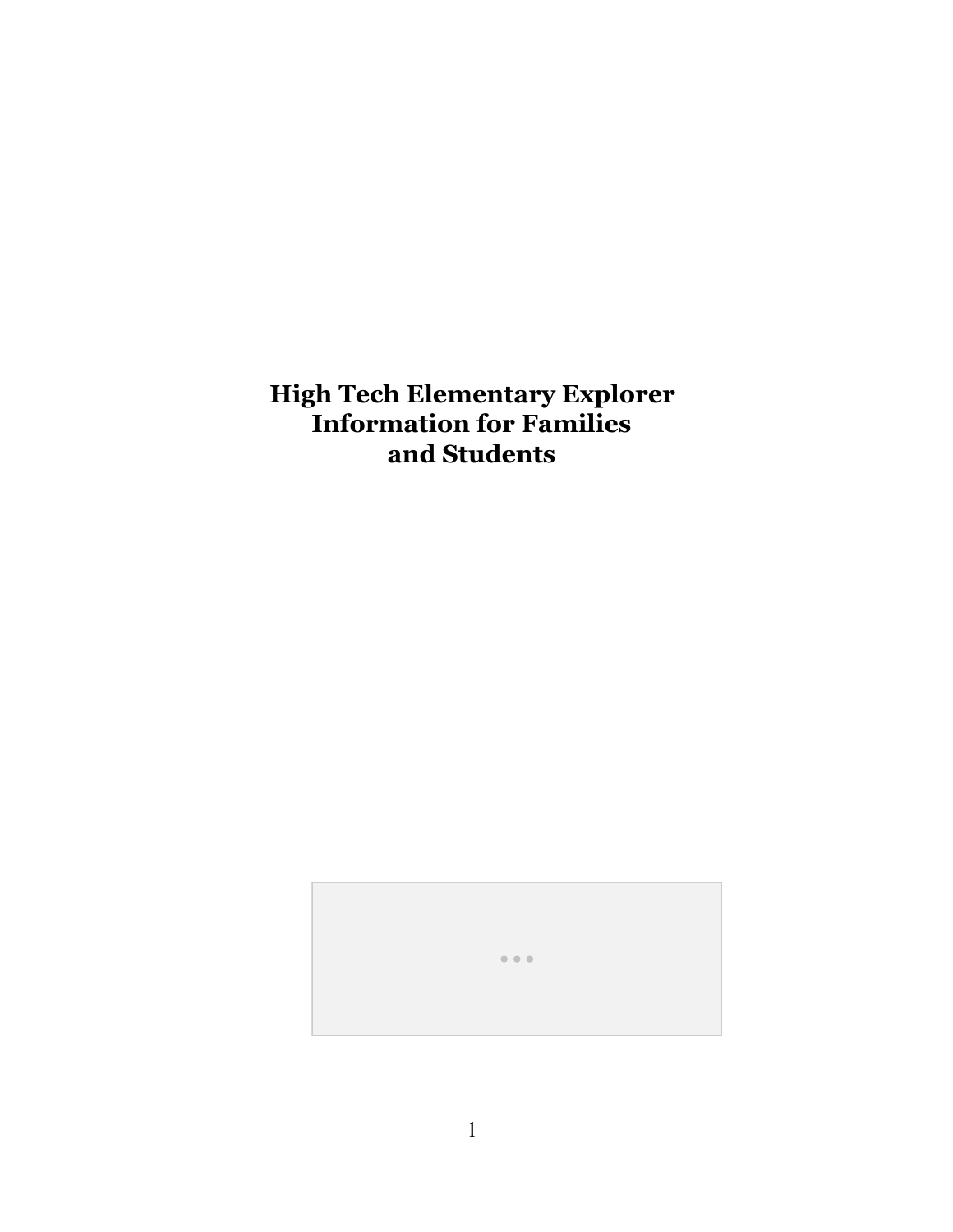# High Tech Elementary Explorer Information for Families and Students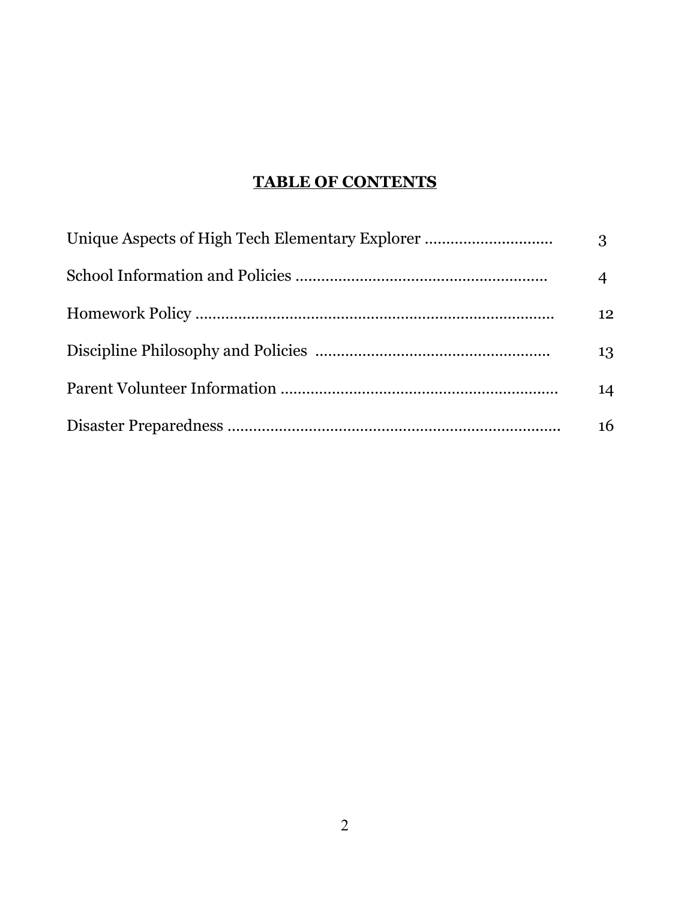# TABLE OF CONTENTS

| | |
|---|---|
| Unique Aspects of High Tech Elementary Explorer .............................. | 3 |
| School Information and Policies ........................................................ | 4 |
| Homework Policy ................................................................................ | 12 |
| Discipline Philosophy and Policies ...................................................... | 13 |
| Parent Volunteer Information .............................................................. | 14 |
| Disaster Preparedness .......................................................................... | 16 |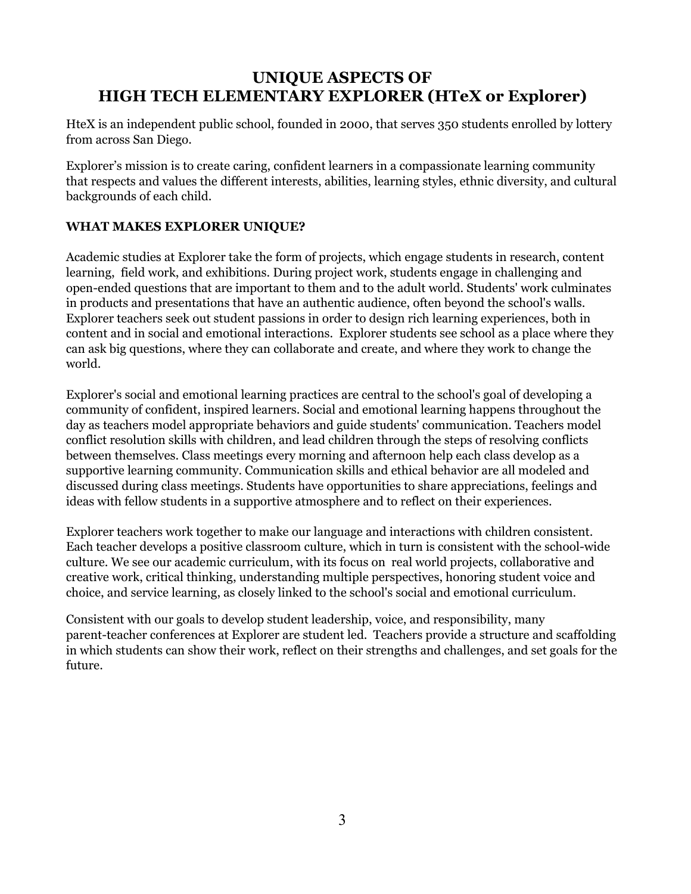# UNIQUE ASPECTS OF HIGH TECH ELEMENTARY EXPLORER (HTeX or Explorer)

HteX is an independent public school, founded in 2000, that serves 350 students enrolled by lottery from across San Diego.

Explorer's mission is to create caring, confident learners in a compassionate learning community that respects and values the different interests, abilities, learning styles, ethnic diversity, and cultural backgrounds of each child.

## WHAT MAKES EXPLORER UNIQUE?

Academic studies at Explorer take the form of projects, which engage students in research, content learning, field work, and exhibitions. During project work, students engage in challenging and open-ended questions that are important to them and to the adult world. Students' work culminates in products and presentations that have an authentic audience, often beyond the school's walls. Explorer teachers seek out student passions in order to design rich learning experiences, both in content and in social and emotional interactions. Explorer students see school as a place where they can ask big questions, where they can collaborate and create, and where they work to change the world.

Explorer's social and emotional learning practices are central to the school's goal of developing a community of confident, inspired learners. Social and emotional learning happens throughout the day as teachers model appropriate behaviors and guide students' communication. Teachers model conflict resolution skills with children, and lead children through the steps of resolving conflicts between themselves. Class meetings every morning and afternoon help each class develop as a supportive learning community. Communication skills and ethical behavior are all modeled and discussed during class meetings. Students have opportunities to share appreciations, feelings and ideas with fellow students in a supportive atmosphere and to reflect on their experiences.

Explorer teachers work together to make our language and interactions with children consistent. Each teacher develops a positive classroom culture, which in turn is consistent with the school-wide culture. We see our academic curriculum, with its focus on real world projects, collaborative and creative work, critical thinking, understanding multiple perspectives, honoring student voice and choice, and service learning, as closely linked to the school's social and emotional curriculum.

Consistent with our goals to develop student leadership, voice, and responsibility, many parent-teacher conferences at Explorer are student led. Teachers provide a structure and scaffolding in which students can show their work, reflect on their strengths and challenges, and set goals for the future.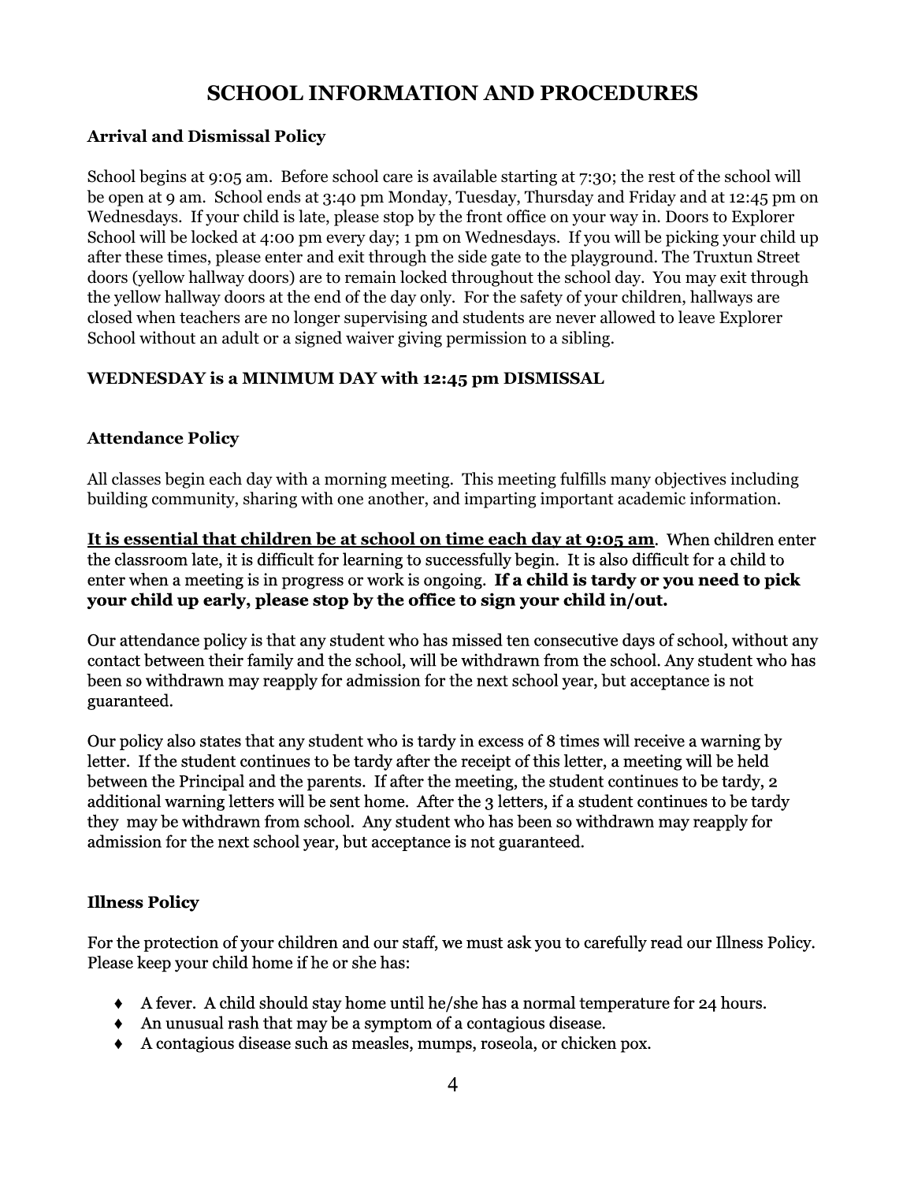# SCHOOL INFORMATION AND PROCEDURES

### Arrival and Dismissal Policy

School begins at 9:05 am. Before school care is available starting at 7:30; the rest of the school will be open at 9 am. School ends at 3:40 pm Monday, Tuesday, Thursday and Friday and at 12:45 pm on Wednesdays. If your child is late, please stop by the front office on your way in. Doors to Explorer School will be locked at 4:00 pm every day; 1 pm on Wednesdays. If you will be picking your child up after these times, please enter and exit through the side gate to the playground. The Truxtun Street doors (yellow hallway doors) are to remain locked throughout the school day. You may exit through the yellow hallway doors at the end of the day only. For the safety of your children, hallways are closed when teachers are no longer supervising and students are never allowed to leave Explorer School without an adult or a signed waiver giving permission to a sibling.

**WEDNESDAY is a MINIMUM DAY with 12:45 pm DISMISSAL**

### Attendance Policy

All classes begin each day with a morning meeting. This meeting fulfills many objectives including building community, sharing with one another, and imparting important academic information.

<u>**It is essential that children be at school on time each day at 9:05 am**</u>. When children enter the classroom late, it is difficult for learning to successfully begin. It is also difficult for a child to enter when a meeting is in progress or work is ongoing. **If a child is tardy or you need to pick your child up early, please stop by the office to sign your child in/out.**

Our attendance policy is that any student who has missed ten consecutive days of school, without any contact between their family and the school, will be withdrawn from the school. Any student who has been so withdrawn may reapply for admission for the next school year, but acceptance is not guaranteed.

Our policy also states that any student who is tardy in excess of 8 times will receive a warning by letter. If the student continues to be tardy after the receipt of this letter, a meeting will be held between the Principal and the parents. If after the meeting, the student continues to be tardy, 2 additional warning letters will be sent home. After the 3 letters, if a student continues to be tardy they may be withdrawn from school. Any student who has been so withdrawn may reapply for admission for the next school year, but acceptance is not guaranteed.

### Illness Policy

For the protection of your children and our staff, we must ask you to carefully read our Illness Policy. Please keep your child home if he or she has:

- A fever. A child should stay home until he/she has a normal temperature for 24 hours.
- An unusual rash that may be a symptom of a contagious disease.
- A contagious disease such as measles, mumps, roseola, or chicken pox.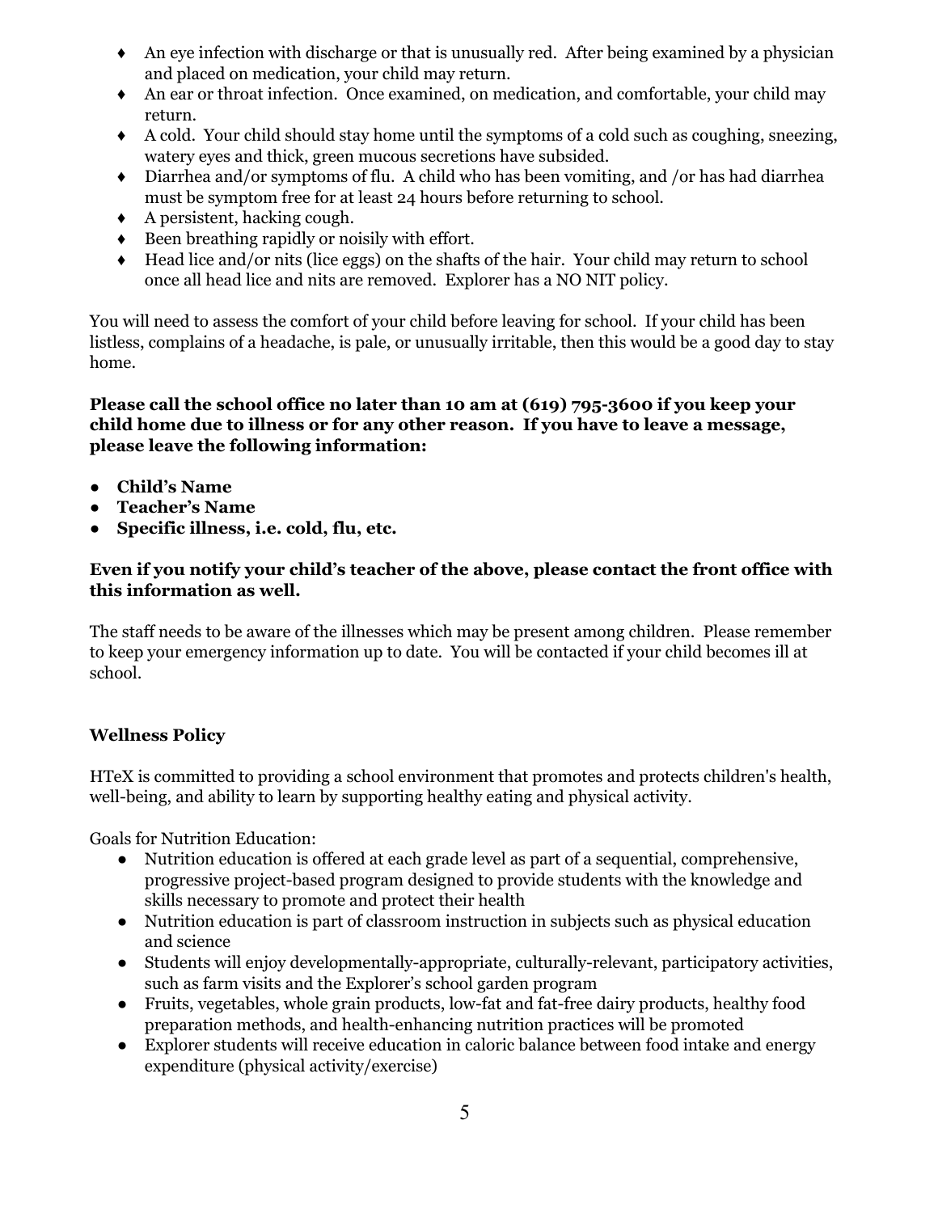- An eye infection with discharge or that is unusually red. After being examined by a physician and placed on medication, your child may return.
- An ear or throat infection. Once examined, on medication, and comfortable, your child may return.
- A cold. Your child should stay home until the symptoms of a cold such as coughing, sneezing, watery eyes and thick, green mucous secretions have subsided.
- Diarrhea and/or symptoms of flu. A child who has been vomiting, and /or has had diarrhea must be symptom free for at least 24 hours before returning to school.
- A persistent, hacking cough.
- Been breathing rapidly or noisily with effort.
- Head lice and/or nits (lice eggs) on the shafts of the hair. Your child may return to school once all head lice and nits are removed. Explorer has a NO NIT policy.

You will need to assess the comfort of your child before leaving for school. If your child has been listless, complains of a headache, is pale, or unusually irritable, then this would be a good day to stay home.

**Please call the school office no later than 10 am at (619) 795-3600 if you keep your child home due to illness or for any other reason. If you have to leave a message, please leave the following information:**

- **Child's Name**
- **Teacher's Name**
- **Specific illness, i.e. cold, flu, etc.**

**Even if you notify your child's teacher of the above, please contact the front office with this information as well.**

The staff needs to be aware of the illnesses which may be present among children. Please remember to keep your emergency information up to date. You will be contacted if your child becomes ill at school.

### Wellness Policy

HTeX is committed to providing a school environment that promotes and protects children's health, well-being, and ability to learn by supporting healthy eating and physical activity.

Goals for Nutrition Education:

- Nutrition education is offered at each grade level as part of a sequential, comprehensive, progressive project-based program designed to provide students with the knowledge and skills necessary to promote and protect their health
- Nutrition education is part of classroom instruction in subjects such as physical education and science
- Students will enjoy developmentally-appropriate, culturally-relevant, participatory activities, such as farm visits and the Explorer's school garden program
- Fruits, vegetables, whole grain products, low-fat and fat-free dairy products, healthy food preparation methods, and health-enhancing nutrition practices will be promoted
- Explorer students will receive education in caloric balance between food intake and energy expenditure (physical activity/exercise)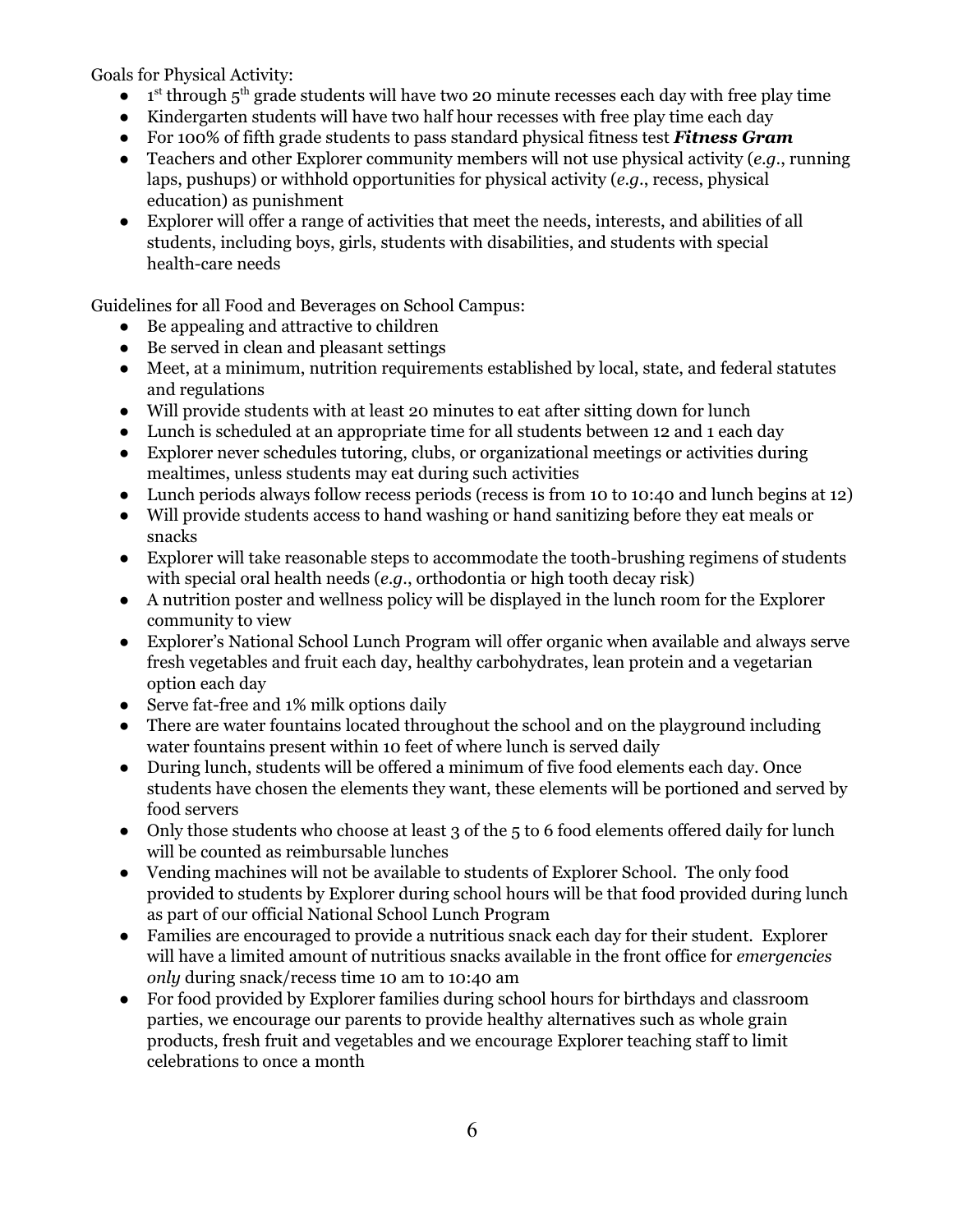Goals for Physical Activity:

- 1st through 5th grade students will have two 20 minute recesses each day with free play time
- Kindergarten students will have two half hour recesses with free play time each day
- For 100% of fifth grade students to pass standard physical fitness test ***Fitness Gram***
- Teachers and other Explorer community members will not use physical activity (*e.g*., running laps, pushups) or withhold opportunities for physical activity (*e.g*., recess, physical education) as punishment
- Explorer will offer a range of activities that meet the needs, interests, and abilities of all students, including boys, girls, students with disabilities, and students with special health-care needs

Guidelines for all Food and Beverages on School Campus:

- Be appealing and attractive to children
- Be served in clean and pleasant settings
- Meet, at a minimum, nutrition requirements established by local, state, and federal statutes and regulations
- Will provide students with at least 20 minutes to eat after sitting down for lunch
- Lunch is scheduled at an appropriate time for all students between 12 and 1 each day
- Explorer never schedules tutoring, clubs, or organizational meetings or activities during mealtimes, unless students may eat during such activities
- Lunch periods always follow recess periods (recess is from 10 to 10:40 and lunch begins at 12)
- Will provide students access to hand washing or hand sanitizing before they eat meals or snacks
- Explorer will take reasonable steps to accommodate the tooth-brushing regimens of students with special oral health needs (*e.g*., orthodontia or high tooth decay risk)
- A nutrition poster and wellness policy will be displayed in the lunch room for the Explorer community to view
- Explorer's National School Lunch Program will offer organic when available and always serve fresh vegetables and fruit each day, healthy carbohydrates, lean protein and a vegetarian option each day
- Serve fat-free and 1% milk options daily
- There are water fountains located throughout the school and on the playground including water fountains present within 10 feet of where lunch is served daily
- During lunch, students will be offered a minimum of five food elements each day. Once students have chosen the elements they want, these elements will be portioned and served by food servers
- Only those students who choose at least 3 of the 5 to 6 food elements offered daily for lunch will be counted as reimbursable lunches
- Vending machines will not be available to students of Explorer School. The only food provided to students by Explorer during school hours will be that food provided during lunch as part of our official National School Lunch Program
- Families are encouraged to provide a nutritious snack each day for their student. Explorer will have a limited amount of nutritious snacks available in the front office for *emergencies only* during snack/recess time 10 am to 10:40 am
- For food provided by Explorer families during school hours for birthdays and classroom parties, we encourage our parents to provide healthy alternatives such as whole grain products, fresh fruit and vegetables and we encourage Explorer teaching staff to limit celebrations to once a month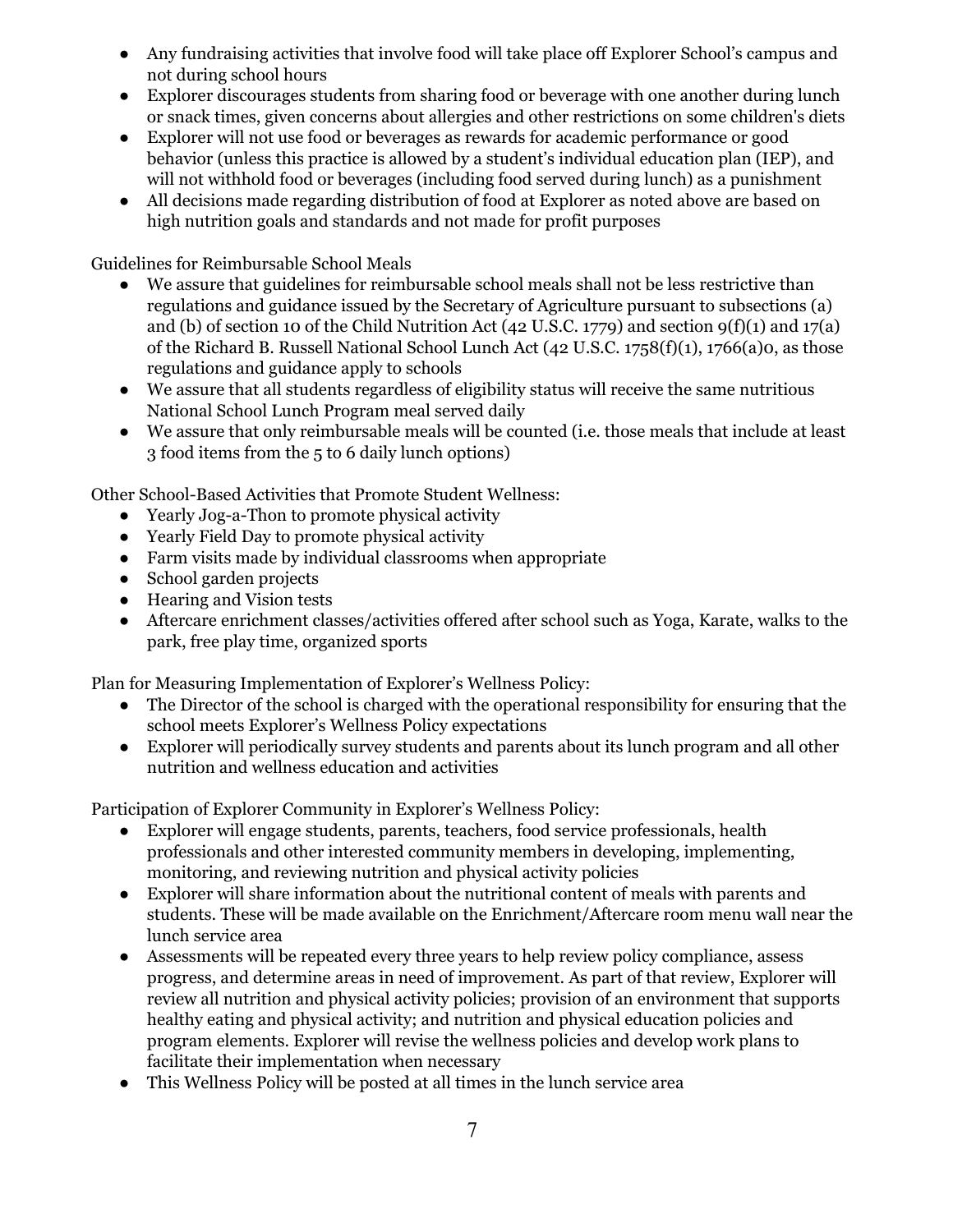- Any fundraising activities that involve food will take place off Explorer School's campus and not during school hours
- Explorer discourages students from sharing food or beverage with one another during lunch or snack times, given concerns about allergies and other restrictions on some children's diets
- Explorer will not use food or beverages as rewards for academic performance or good behavior (unless this practice is allowed by a student's individual education plan (IEP), and will not withhold food or beverages (including food served during lunch) as a punishment
- All decisions made regarding distribution of food at Explorer as noted above are based on high nutrition goals and standards and not made for profit purposes

Guidelines for Reimbursable School Meals

- We assure that guidelines for reimbursable school meals shall not be less restrictive than regulations and guidance issued by the Secretary of Agriculture pursuant to subsections (a) and (b) of section 10 of the Child Nutrition Act (42 U.S.C. 1779) and section 9(f)(1) and 17(a) of the Richard B. Russell National School Lunch Act (42 U.S.C. 1758(f)(1), 1766(a)0, as those regulations and guidance apply to schools
- We assure that all students regardless of eligibility status will receive the same nutritious National School Lunch Program meal served daily
- We assure that only reimbursable meals will be counted (i.e. those meals that include at least 3 food items from the 5 to 6 daily lunch options)

Other School-Based Activities that Promote Student Wellness:

- Yearly Jog-a-Thon to promote physical activity
- Yearly Field Day to promote physical activity
- Farm visits made by individual classrooms when appropriate
- School garden projects
- Hearing and Vision tests
- Aftercare enrichment classes/activities offered after school such as Yoga, Karate, walks to the park, free play time, organized sports

Plan for Measuring Implementation of Explorer's Wellness Policy:

- The Director of the school is charged with the operational responsibility for ensuring that the school meets Explorer's Wellness Policy expectations
- Explorer will periodically survey students and parents about its lunch program and all other nutrition and wellness education and activities

Participation of Explorer Community in Explorer's Wellness Policy:

- Explorer will engage students, parents, teachers, food service professionals, health professionals and other interested community members in developing, implementing, monitoring, and reviewing nutrition and physical activity policies
- Explorer will share information about the nutritional content of meals with parents and students. These will be made available on the Enrichment/Aftercare room menu wall near the lunch service area
- Assessments will be repeated every three years to help review policy compliance, assess progress, and determine areas in need of improvement. As part of that review, Explorer will review all nutrition and physical activity policies; provision of an environment that supports healthy eating and physical activity; and nutrition and physical education policies and program elements. Explorer will revise the wellness policies and develop work plans to facilitate their implementation when necessary
- This Wellness Policy will be posted at all times in the lunch service area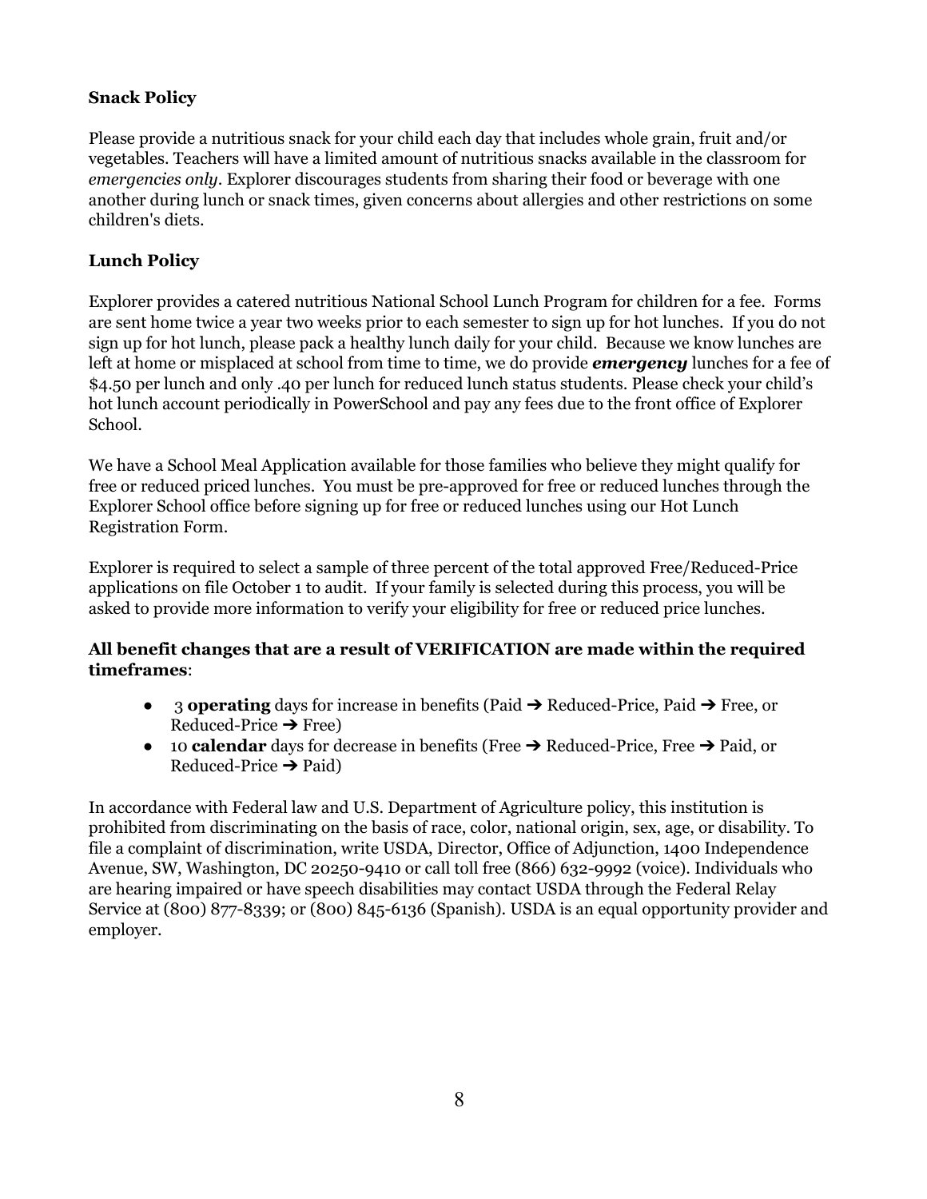### Snack Policy

Please provide a nutritious snack for your child each day that includes whole grain, fruit and/or vegetables. Teachers will have a limited amount of nutritious snacks available in the classroom for *emergencies only*. Explorer discourages students from sharing their food or beverage with one another during lunch or snack times, given concerns about allergies and other restrictions on some children's diets.

### Lunch Policy

Explorer provides a catered nutritious National School Lunch Program for children for a fee. Forms are sent home twice a year two weeks prior to each semester to sign up for hot lunches. If you do not sign up for hot lunch, please pack a healthy lunch daily for your child. Because we know lunches are left at home or misplaced at school from time to time, we do provide ***emergency*** lunches for a fee of $4.50 per lunch and only .40 per lunch for reduced lunch status students. Please check your child's hot lunch account periodically in PowerSchool and pay any fees due to the front office of Explorer School.

We have a School Meal Application available for those families who believe they might qualify for free or reduced priced lunches. You must be pre-approved for free or reduced lunches through the Explorer School office before signing up for free or reduced lunches using our Hot Lunch Registration Form.

Explorer is required to select a sample of three percent of the total approved Free/Reduced-Price applications on file October 1 to audit. If your family is selected during this process, you will be asked to provide more information to verify your eligibility for free or reduced price lunches.

**All benefit changes that are a result of VERIFICATION are made within the required timeframes**:

- 3 **operating** days for increase in benefits (Paid ➔ Reduced-Price, Paid ➔ Free, or Reduced-Price ➔ Free)
- 10 **calendar** days for decrease in benefits (Free ➔ Reduced-Price, Free ➔ Paid, or Reduced-Price ➔ Paid)

In accordance with Federal law and U.S. Department of Agriculture policy, this institution is prohibited from discriminating on the basis of race, color, national origin, sex, age, or disability. To file a complaint of discrimination, write USDA, Director, Office of Adjunction, 1400 Independence Avenue, SW, Washington, DC 20250-9410 or call toll free (866) 632-9992 (voice). Individuals who are hearing impaired or have speech disabilities may contact USDA through the Federal Relay Service at (800) 877-8339; or (800) 845-6136 (Spanish). USDA is an equal opportunity provider and employer.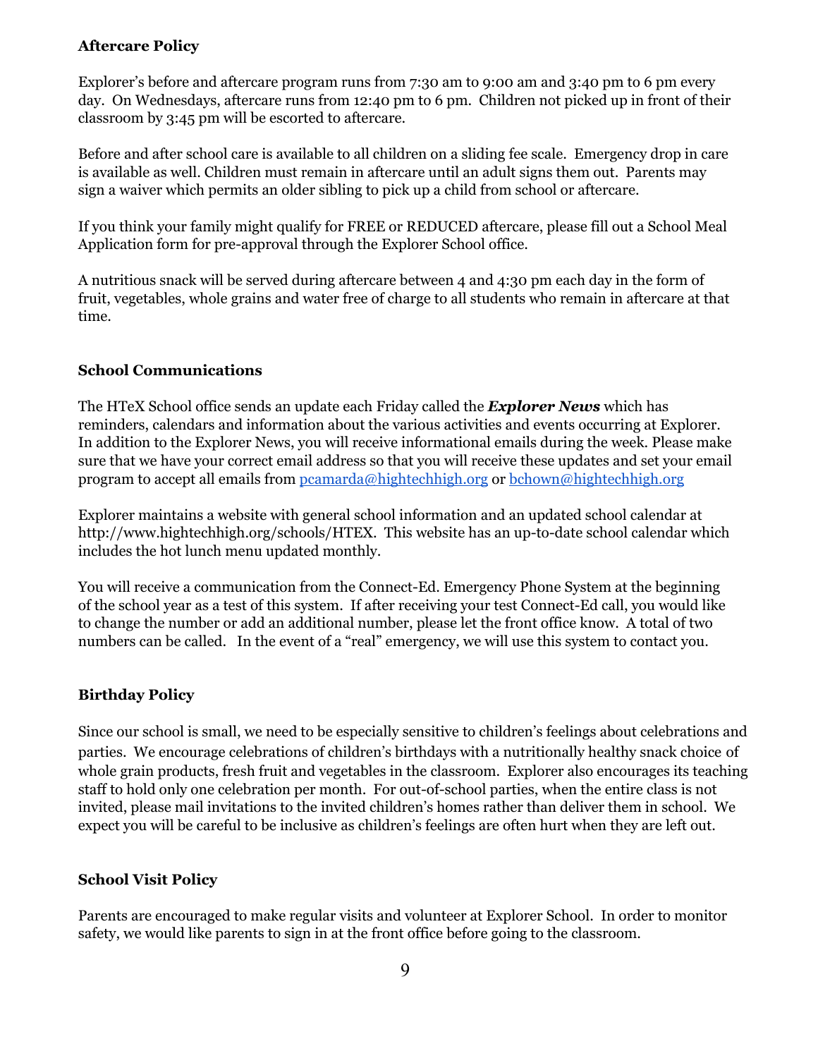**Aftercare Policy**

Explorer's before and aftercare program runs from 7:30 am to 9:00 am and 3:40 pm to 6 pm every day. On Wednesdays, aftercare runs from 12:40 pm to 6 pm. Children not picked up in front of their classroom by 3:45 pm will be escorted to aftercare.

Before and after school care is available to all children on a sliding fee scale. Emergency drop in care is available as well. Children must remain in aftercare until an adult signs them out. Parents may sign a waiver which permits an older sibling to pick up a child from school or aftercare.

If you think your family might qualify for FREE or REDUCED aftercare, please fill out a School Meal Application form for pre-approval through the Explorer School office.

A nutritious snack will be served during aftercare between 4 and 4:30 pm each day in the form of fruit, vegetables, whole grains and water free of charge to all students who remain in aftercare at that time.

**School Communications**

The HTeX School office sends an update each Friday called the ***Explorer News*** which has reminders, calendars and information about the various activities and events occurring at Explorer. In addition to the Explorer News, you will receive informational emails during the week. Please make sure that we have your correct email address so that you will receive these updates and set your email program to accept all emails from pcamarda@hightechhigh.org or bchown@hightechhigh.org

Explorer maintains a website with general school information and an updated school calendar at http://www.hightechhigh.org/schools/HTEX. This website has an up-to-date school calendar which includes the hot lunch menu updated monthly.

You will receive a communication from the Connect-Ed. Emergency Phone System at the beginning of the school year as a test of this system. If after receiving your test Connect-Ed call, you would like to change the number or add an additional number, please let the front office know. A total of two numbers can be called. In the event of a "real" emergency, we will use this system to contact you.

**Birthday Policy**

Since our school is small, we need to be especially sensitive to children's feelings about celebrations and parties. We encourage celebrations of children's birthdays with a nutritionally healthy snack choice of whole grain products, fresh fruit and vegetables in the classroom. Explorer also encourages its teaching staff to hold only one celebration per month. For out-of-school parties, when the entire class is not invited, please mail invitations to the invited children's homes rather than deliver them in school. We expect you will be careful to be inclusive as children's feelings are often hurt when they are left out.

**School Visit Policy**

Parents are encouraged to make regular visits and volunteer at Explorer School. In order to monitor safety, we would like parents to sign in at the front office before going to the classroom.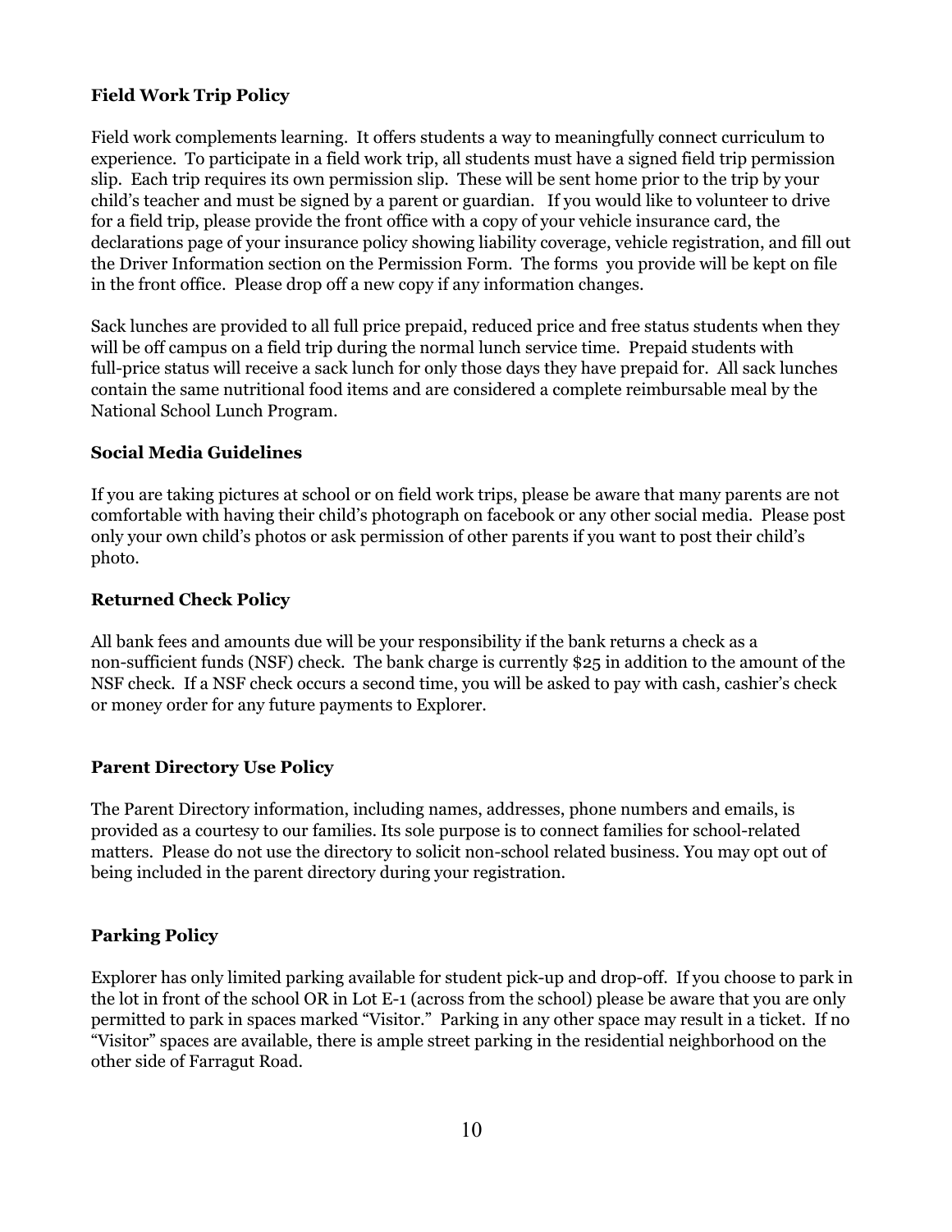**Field Work Trip Policy**

Field work complements learning. It offers students a way to meaningfully connect curriculum to experience. To participate in a field work trip, all students must have a signed field trip permission slip. Each trip requires its own permission slip. These will be sent home prior to the trip by your child's teacher and must be signed by a parent or guardian. If you would like to volunteer to drive for a field trip, please provide the front office with a copy of your vehicle insurance card, the declarations page of your insurance policy showing liability coverage, vehicle registration, and fill out the Driver Information section on the Permission Form. The forms you provide will be kept on file in the front office. Please drop off a new copy if any information changes.

Sack lunches are provided to all full price prepaid, reduced price and free status students when they will be off campus on a field trip during the normal lunch service time. Prepaid students with full-price status will receive a sack lunch for only those days they have prepaid for. All sack lunches contain the same nutritional food items and are considered a complete reimbursable meal by the National School Lunch Program.

**Social Media Guidelines**

If you are taking pictures at school or on field work trips, please be aware that many parents are not comfortable with having their child's photograph on facebook or any other social media. Please post only your own child's photos or ask permission of other parents if you want to post their child's photo.

**Returned Check Policy**

All bank fees and amounts due will be your responsibility if the bank returns a check as a non-sufficient funds (NSF) check. The bank charge is currently $25 in addition to the amount of the NSF check. If a NSF check occurs a second time, you will be asked to pay with cash, cashier's check or money order for any future payments to Explorer.

**Parent Directory Use Policy**

The Parent Directory information, including names, addresses, phone numbers and emails, is provided as a courtesy to our families. Its sole purpose is to connect families for school-related matters. Please do not use the directory to solicit non-school related business. You may opt out of being included in the parent directory during your registration.

**Parking Policy**

Explorer has only limited parking available for student pick-up and drop-off. If you choose to park in the lot in front of the school OR in Lot E-1 (across from the school) please be aware that you are only permitted to park in spaces marked "Visitor." Parking in any other space may result in a ticket. If no "Visitor" spaces are available, there is ample street parking in the residential neighborhood on the other side of Farragut Road.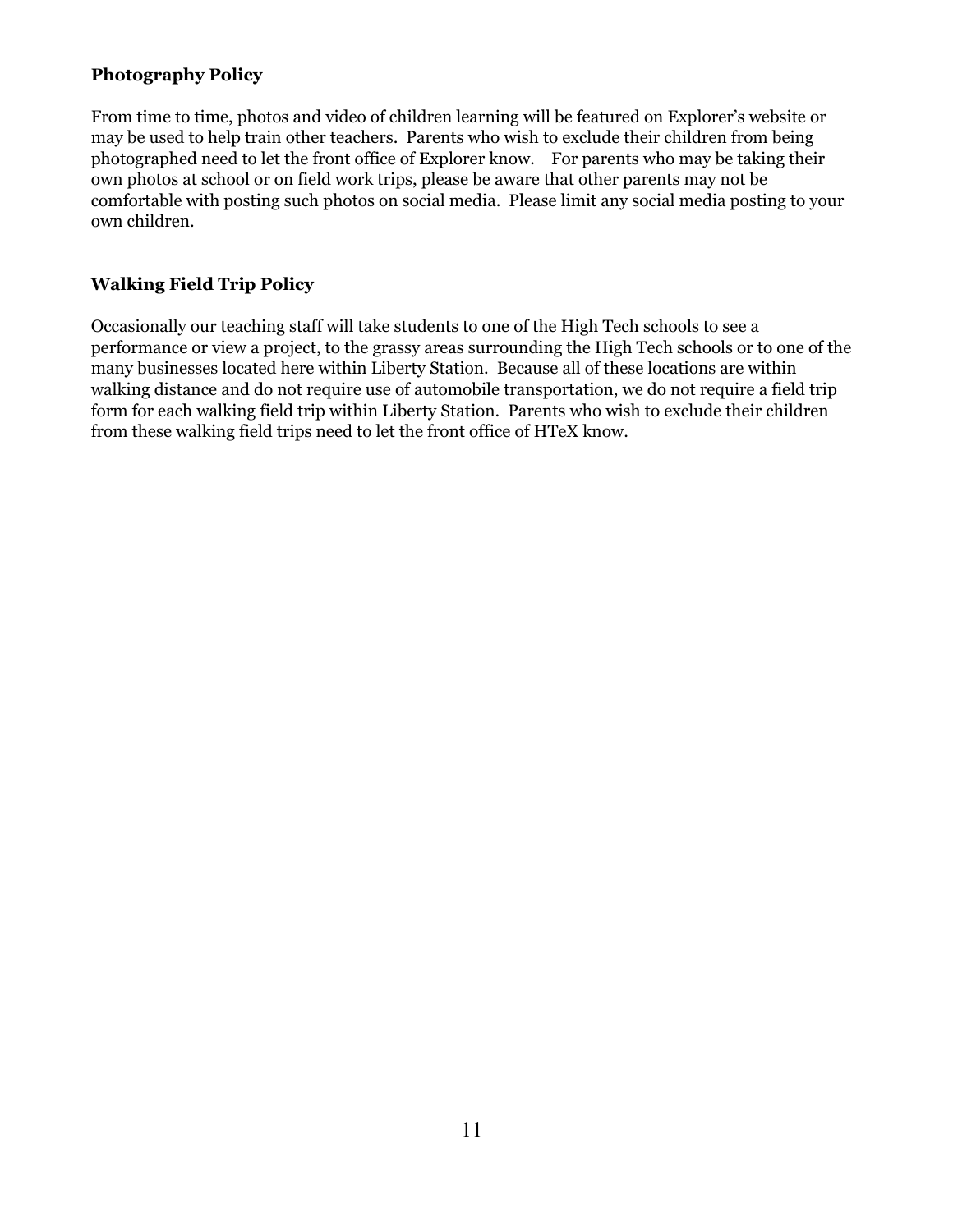**Photography Policy**

From time to time, photos and video of children learning will be featured on Explorer's website or may be used to help train other teachers. Parents who wish to exclude their children from being photographed need to let the front office of Explorer know. For parents who may be taking their own photos at school or on field work trips, please be aware that other parents may not be comfortable with posting such photos on social media. Please limit any social media posting to your own children.

**Walking Field Trip Policy**

Occasionally our teaching staff will take students to one of the High Tech schools to see a performance or view a project, to the grassy areas surrounding the High Tech schools or to one of the many businesses located here within Liberty Station. Because all of these locations are within walking distance and do not require use of automobile transportation, we do not require a field trip form for each walking field trip within Liberty Station. Parents who wish to exclude their children from these walking field trips need to let the front office of HTeX know.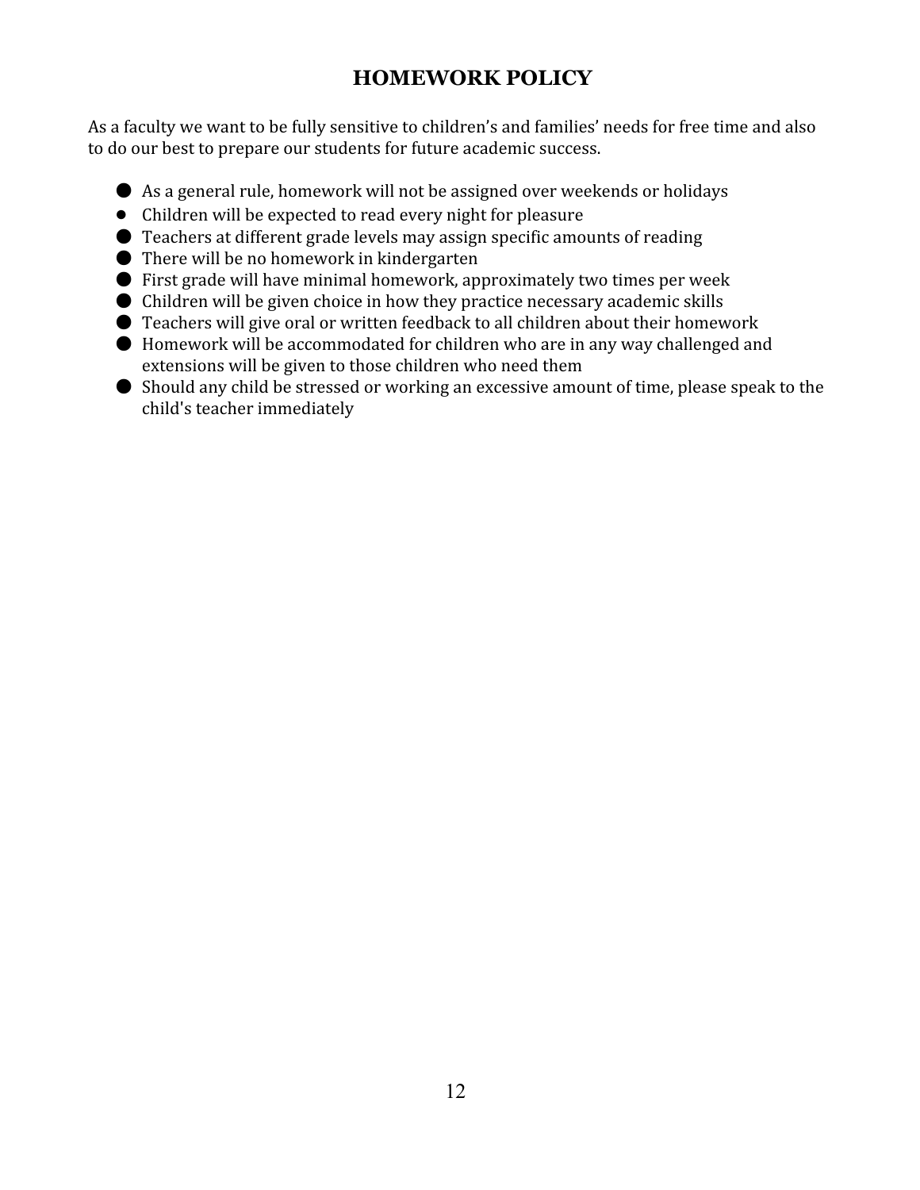# HOMEWORK POLICY

As a faculty we want to be fully sensitive to children's and families' needs for free time and also to do our best to prepare our students for future academic success.

- As a general rule, homework will not be assigned over weekends or holidays
- Children will be expected to read every night for pleasure
- Teachers at different grade levels may assign specific amounts of reading
- There will be no homework in kindergarten
- First grade will have minimal homework, approximately two times per week
- Children will be given choice in how they practice necessary academic skills
- Teachers will give oral or written feedback to all children about their homework
- Homework will be accommodated for children who are in any way challenged and extensions will be given to those children who need them
- Should any child be stressed or working an excessive amount of time, please speak to the child's teacher immediately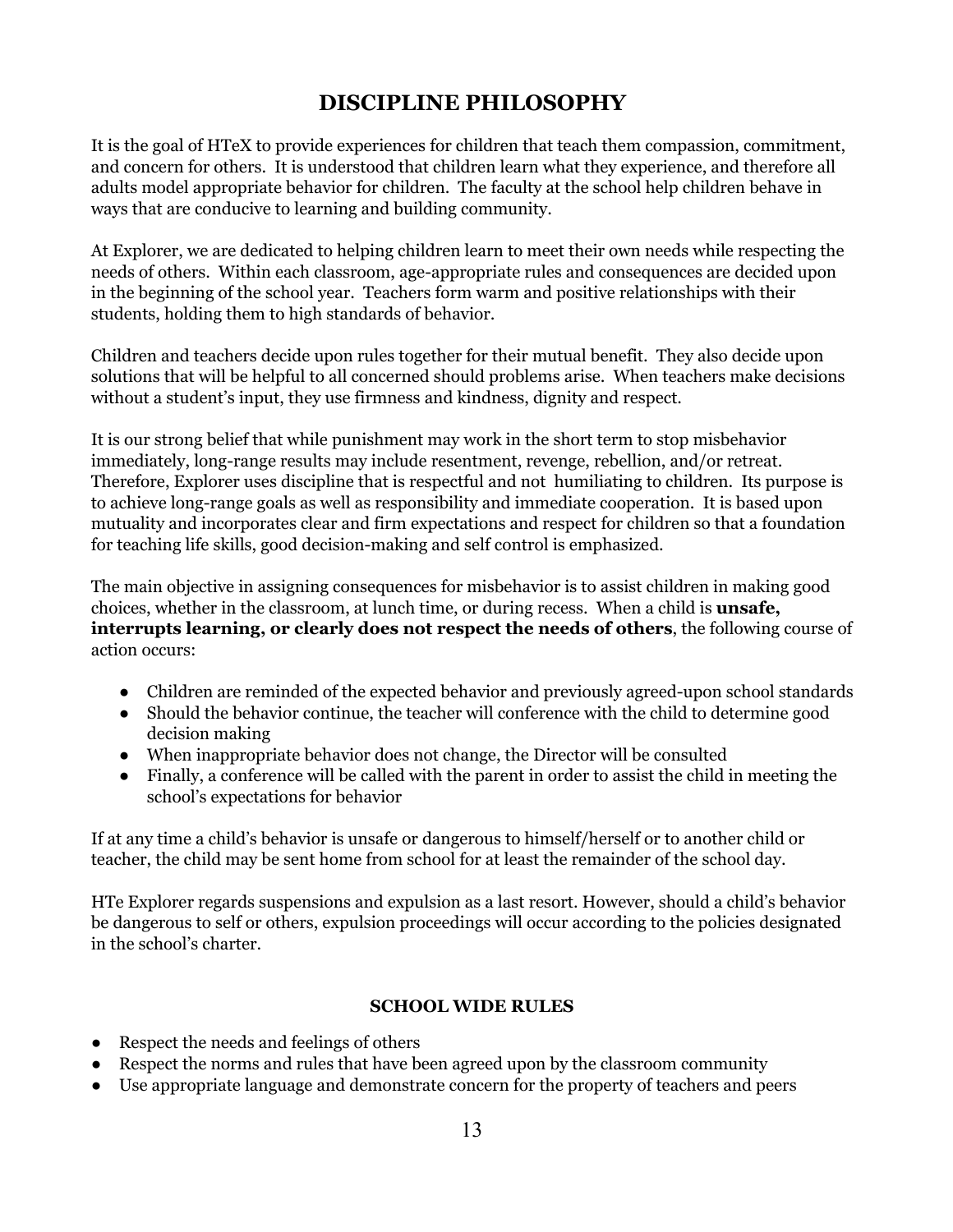# DISCIPLINE PHILOSOPHY

It is the goal of HTeX to provide experiences for children that teach them compassion, commitment, and concern for others. It is understood that children learn what they experience, and therefore all adults model appropriate behavior for children. The faculty at the school help children behave in ways that are conducive to learning and building community.

At Explorer, we are dedicated to helping children learn to meet their own needs while respecting the needs of others. Within each classroom, age-appropriate rules and consequences are decided upon in the beginning of the school year. Teachers form warm and positive relationships with their students, holding them to high standards of behavior.

Children and teachers decide upon rules together for their mutual benefit. They also decide upon solutions that will be helpful to all concerned should problems arise. When teachers make decisions without a student's input, they use firmness and kindness, dignity and respect.

It is our strong belief that while punishment may work in the short term to stop misbehavior immediately, long-range results may include resentment, revenge, rebellion, and/or retreat. Therefore, Explorer uses discipline that is respectful and not humiliating to children. Its purpose is to achieve long-range goals as well as responsibility and immediate cooperation. It is based upon mutuality and incorporates clear and firm expectations and respect for children so that a foundation for teaching life skills, good decision-making and self control is emphasized.

The main objective in assigning consequences for misbehavior is to assist children in making good choices, whether in the classroom, at lunch time, or during recess. When a child is **unsafe, interrupts learning, or clearly does not respect the needs of others**, the following course of action occurs:

- Children are reminded of the expected behavior and previously agreed-upon school standards
- Should the behavior continue, the teacher will conference with the child to determine good decision making
- When inappropriate behavior does not change, the Director will be consulted
- Finally, a conference will be called with the parent in order to assist the child in meeting the school's expectations for behavior

If at any time a child's behavior is unsafe or dangerous to himself/herself or to another child or teacher, the child may be sent home from school for at least the remainder of the school day.

HTe Explorer regards suspensions and expulsion as a last resort. However, should a child's behavior be dangerous to self or others, expulsion proceedings will occur according to the policies designated in the school's charter.

### SCHOOL WIDE RULES

- Respect the needs and feelings of others
- Respect the norms and rules that have been agreed upon by the classroom community
- Use appropriate language and demonstrate concern for the property of teachers and peers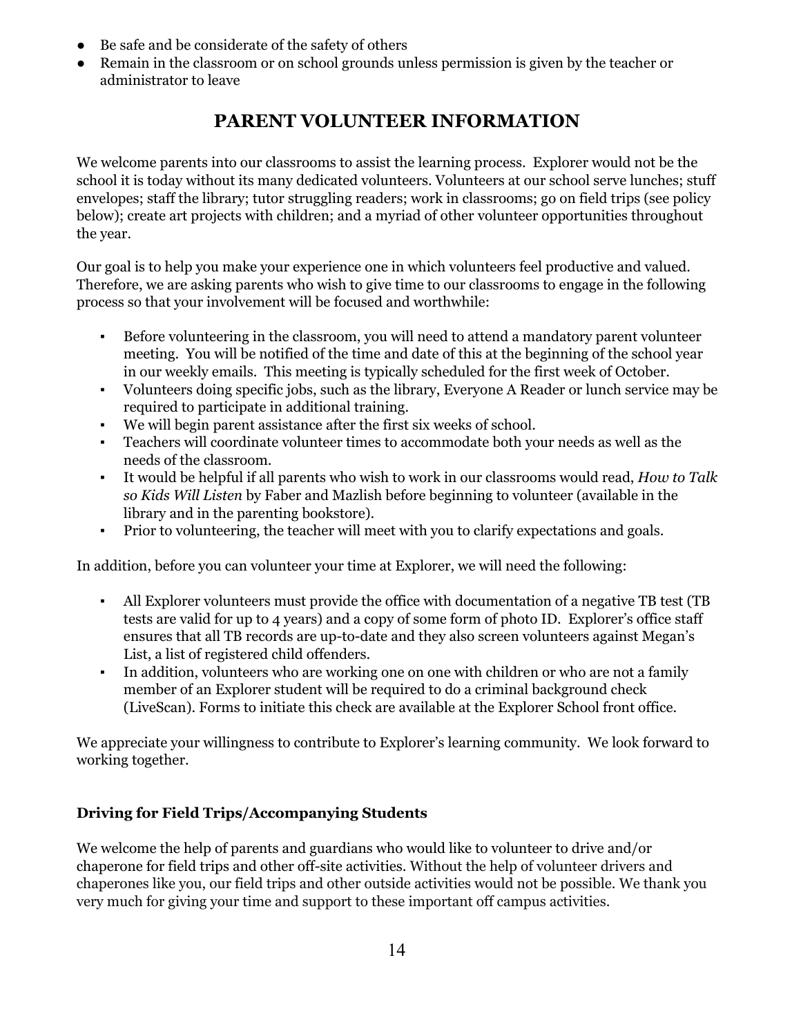- Be safe and be considerate of the safety of others
- Remain in the classroom or on school grounds unless permission is given by the teacher or administrator to leave

## PARENT VOLUNTEER INFORMATION

We welcome parents into our classrooms to assist the learning process. Explorer would not be the school it is today without its many dedicated volunteers. Volunteers at our school serve lunches; stuff envelopes; staff the library; tutor struggling readers; work in classrooms; go on field trips (see policy below); create art projects with children; and a myriad of other volunteer opportunities throughout the year.

Our goal is to help you make your experience one in which volunteers feel productive and valued. Therefore, we are asking parents who wish to give time to our classrooms to engage in the following process so that your involvement will be focused and worthwhile:

- Before volunteering in the classroom, you will need to attend a mandatory parent volunteer meeting. You will be notified of the time and date of this at the beginning of the school year in our weekly emails. This meeting is typically scheduled for the first week of October.
- Volunteers doing specific jobs, such as the library, Everyone A Reader or lunch service may be required to participate in additional training.
- We will begin parent assistance after the first six weeks of school.
- Teachers will coordinate volunteer times to accommodate both your needs as well as the needs of the classroom.
- It would be helpful if all parents who wish to work in our classrooms would read, *How to Talk so Kids Will Listen* by Faber and Mazlish before beginning to volunteer (available in the library and in the parenting bookstore).
- Prior to volunteering, the teacher will meet with you to clarify expectations and goals.

In addition, before you can volunteer your time at Explorer, we will need the following:

- All Explorer volunteers must provide the office with documentation of a negative TB test (TB tests are valid for up to 4 years) and a copy of some form of photo ID. Explorer's office staff ensures that all TB records are up-to-date and they also screen volunteers against Megan's List, a list of registered child offenders.
- In addition, volunteers who are working one on one with children or who are not a family member of an Explorer student will be required to do a criminal background check (LiveScan). Forms to initiate this check are available at the Explorer School front office.

We appreciate your willingness to contribute to Explorer's learning community. We look forward to working together.

### Driving for Field Trips/Accompanying Students

We welcome the help of parents and guardians who would like to volunteer to drive and/or chaperone for field trips and other off-site activities. Without the help of volunteer drivers and chaperones like you, our field trips and other outside activities would not be possible. We thank you very much for giving your time and support to these important off campus activities.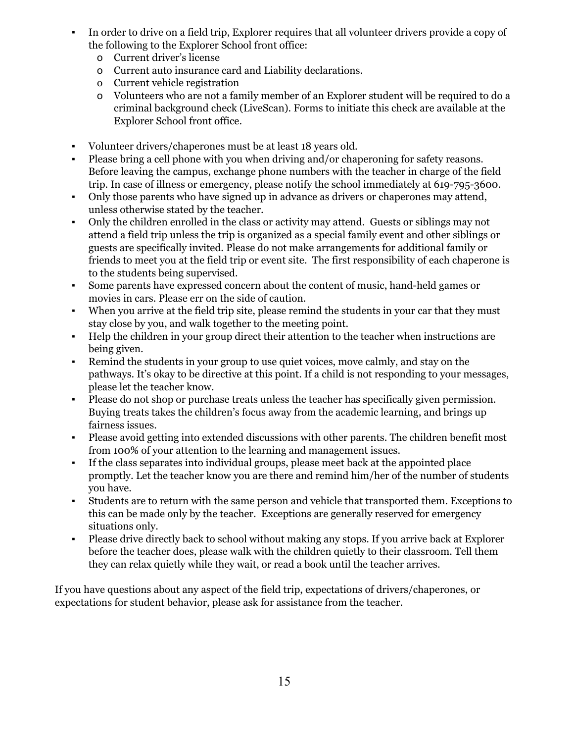- In order to drive on a field trip, Explorer requires that all volunteer drivers provide a copy of the following to the Explorer School front office:
  - Current driver's license
  - Current auto insurance card and Liability declarations.
  - Current vehicle registration
  - Volunteers who are not a family member of an Explorer student will be required to do a criminal background check (LiveScan). Forms to initiate this check are available at the Explorer School front office.

- Volunteer drivers/chaperones must be at least 18 years old.
- Please bring a cell phone with you when driving and/or chaperoning for safety reasons. Before leaving the campus, exchange phone numbers with the teacher in charge of the field trip. In case of illness or emergency, please notify the school immediately at 619-795-3600.
- Only those parents who have signed up in advance as drivers or chaperones may attend, unless otherwise stated by the teacher.
- Only the children enrolled in the class or activity may attend. Guests or siblings may not attend a field trip unless the trip is organized as a special family event and other siblings or guests are specifically invited. Please do not make arrangements for additional family or friends to meet you at the field trip or event site. The first responsibility of each chaperone is to the students being supervised.
- Some parents have expressed concern about the content of music, hand-held games or movies in cars. Please err on the side of caution.
- When you arrive at the field trip site, please remind the students in your car that they must stay close by you, and walk together to the meeting point.
- Help the children in your group direct their attention to the teacher when instructions are being given.
- Remind the students in your group to use quiet voices, move calmly, and stay on the pathways. It's okay to be directive at this point. If a child is not responding to your messages, please let the teacher know.
- Please do not shop or purchase treats unless the teacher has specifically given permission. Buying treats takes the children's focus away from the academic learning, and brings up fairness issues.
- Please avoid getting into extended discussions with other parents. The children benefit most from 100% of your attention to the learning and management issues.
- If the class separates into individual groups, please meet back at the appointed place promptly. Let the teacher know you are there and remind him/her of the number of students you have.
- Students are to return with the same person and vehicle that transported them. Exceptions to this can be made only by the teacher. Exceptions are generally reserved for emergency situations only.
- Please drive directly back to school without making any stops. If you arrive back at Explorer before the teacher does, please walk with the children quietly to their classroom. Tell them they can relax quietly while they wait, or read a book until the teacher arrives.

If you have questions about any aspect of the field trip, expectations of drivers/chaperones, or expectations for student behavior, please ask for assistance from the teacher.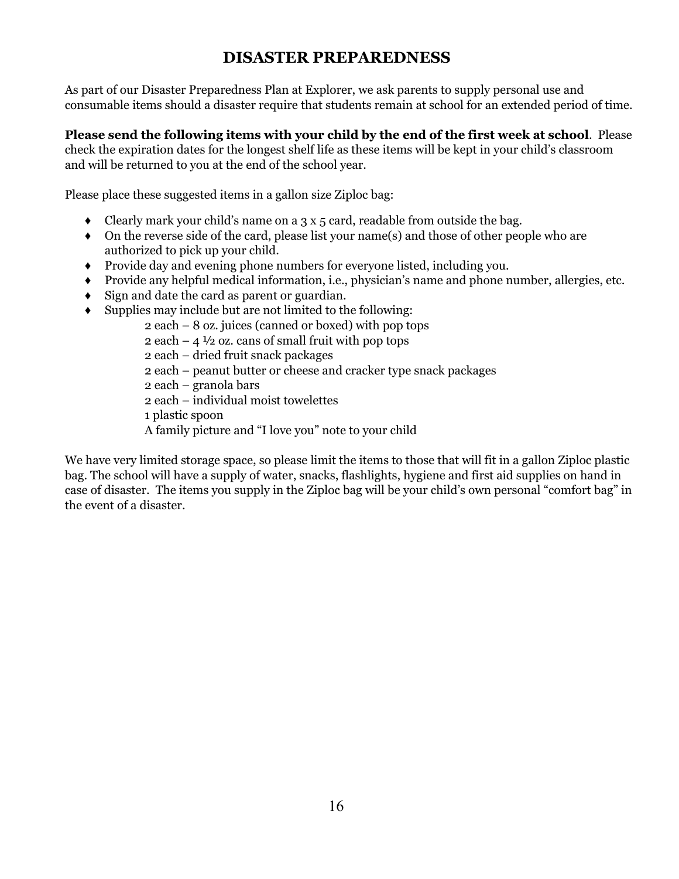# DISASTER PREPAREDNESS

As part of our Disaster Preparedness Plan at Explorer, we ask parents to supply personal use and consumable items should a disaster require that students remain at school for an extended period of time.

**Please send the following items with your child by the end of the first week at school**. Please check the expiration dates for the longest shelf life as these items will be kept in your child's classroom and will be returned to you at the end of the school year.

Please place these suggested items in a gallon size Ziploc bag:

- Clearly mark your child's name on a 3 x 5 card, readable from outside the bag.
- On the reverse side of the card, please list your name(s) and those of other people who are authorized to pick up your child.
- Provide day and evening phone numbers for everyone listed, including you.
- Provide any helpful medical information, i.e., physician's name and phone number, allergies, etc.
- Sign and date the card as parent or guardian.
- Supplies may include but are not limited to the following:
  - 2 each – 8 oz. juices (canned or boxed) with pop tops
  - 2 each – 4 ½ oz. cans of small fruit with pop tops
  - 2 each – dried fruit snack packages
  - 2 each – peanut butter or cheese and cracker type snack packages
  - 2 each – granola bars
  - 2 each – individual moist towelettes
  - 1 plastic spoon
  - A family picture and "I love you" note to your child

We have very limited storage space, so please limit the items to those that will fit in a gallon Ziploc plastic bag. The school will have a supply of water, snacks, flashlights, hygiene and first aid supplies on hand in case of disaster. The items you supply in the Ziploc bag will be your child's own personal "comfort bag" in the event of a disaster.